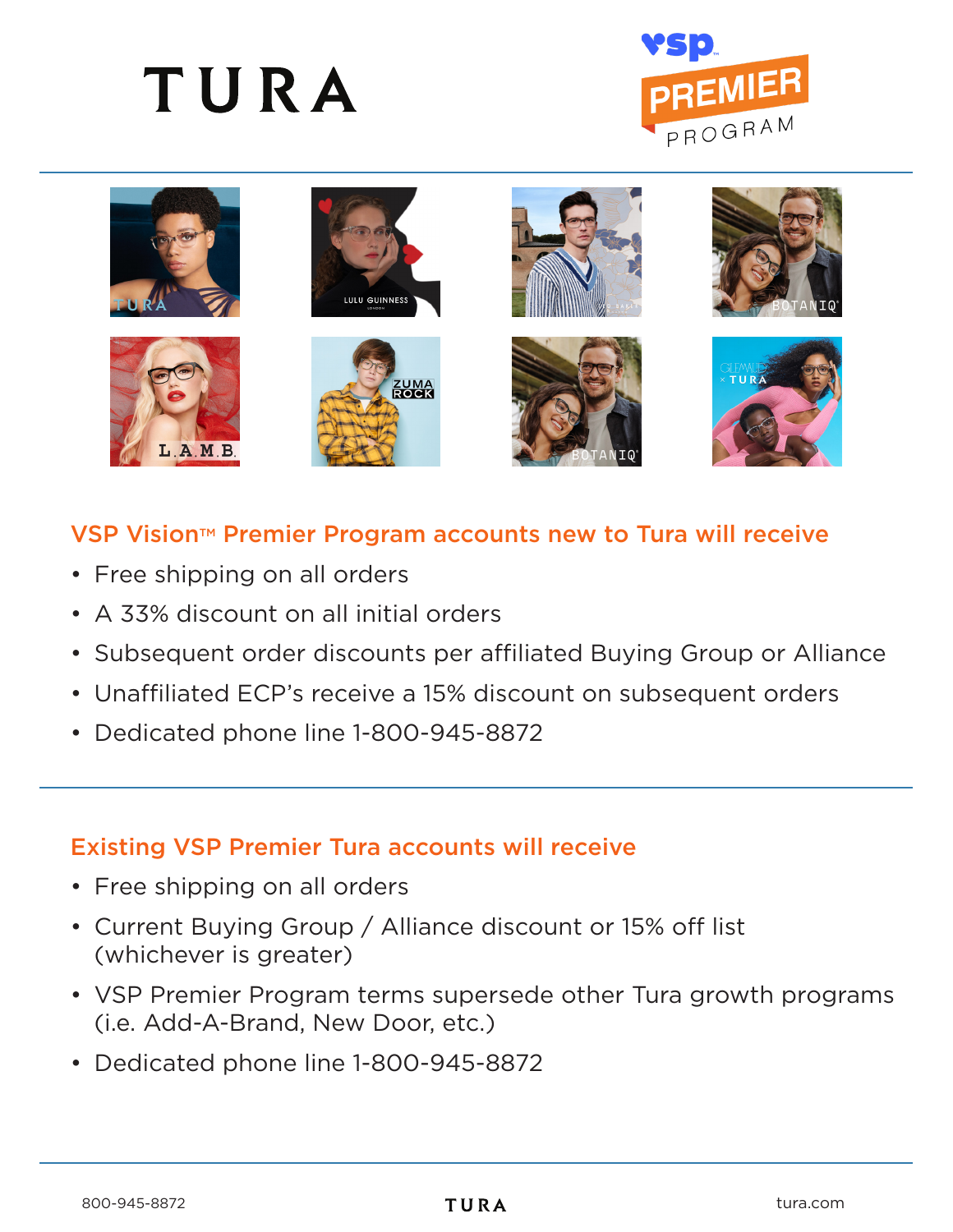# TURA

VSP PREMIER PROGRAM

## VSP Vision™ Premier Program accounts new to Tura will receive

- Free shipping on all orders
- A 33% discount on all initial orders
- Subsequent order discounts per affiliated Buying Group or Alliance
- Unaffiliated ECP's receive a 15% discount on subsequent orders
- Dedicated phone line 1-800-945-8872

## Existing VSP Premier Tura accounts will receive

- Free shipping on all orders
- Current Buying Group / Alliance discount or 15% off list (whichever is greater)
- VSP Premier Program terms supersede other Tura growth programs (i.e. Add-A-Brand, New Door, etc.)
- Dedicated phone line 1-800-945-8872

800-945-8872 TURA tura.com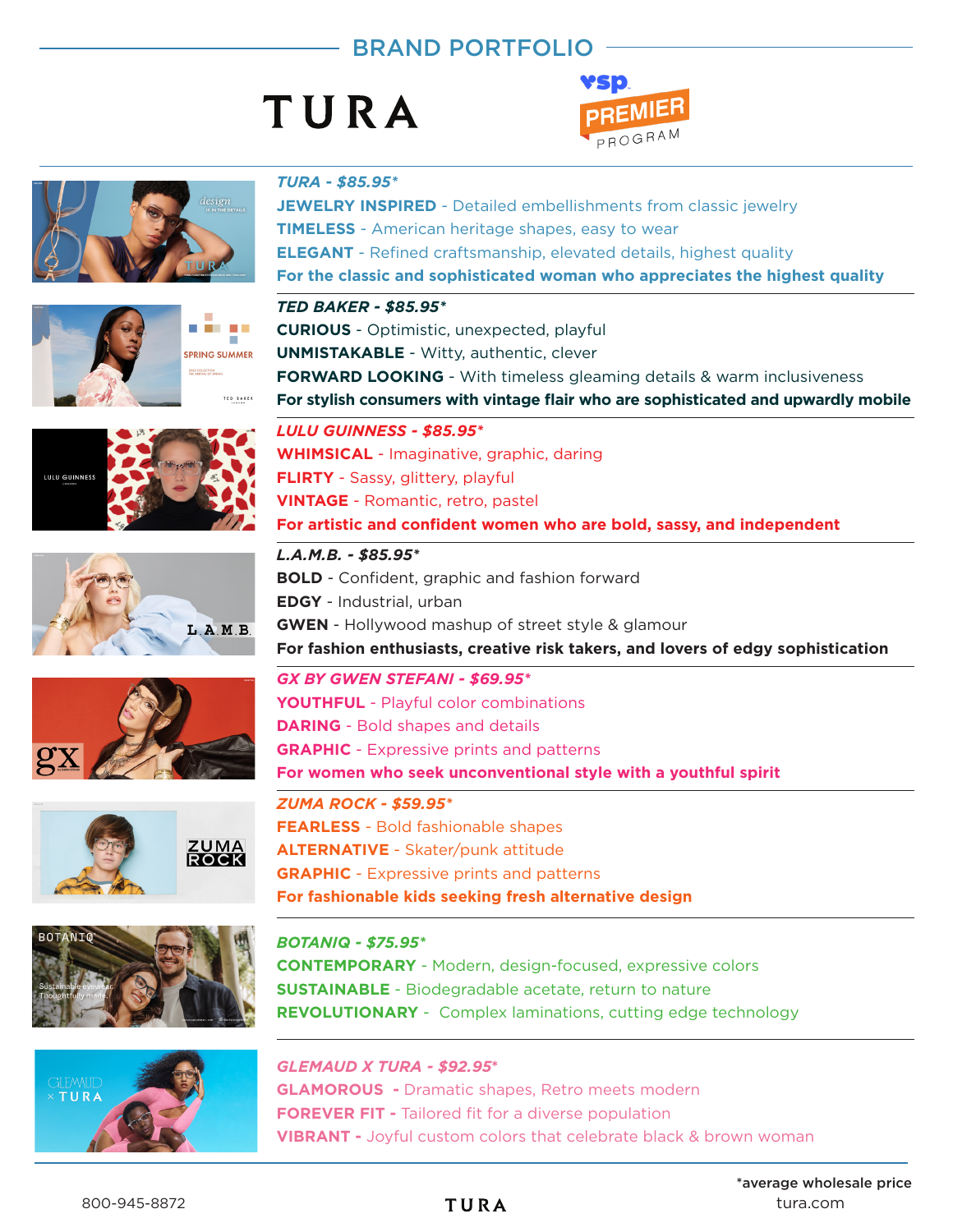# BRAND PORTFOLIO

TURA

vsp PREMIER PROGRAM

### *TURA - $85.95**

**JEWELRY INSPIRED** - Detailed embellishments from classic jewelry
**TIMELESS** - American heritage shapes, easy to wear
**ELEGANT** - Refined craftsmanship, elevated details, highest quality
**For the classic and sophisticated woman who appreciates the highest quality**

### *TED BAKER - $85.95**

**CURIOUS** - Optimistic, unexpected, playful
**UNMISTAKABLE** - Witty, authentic, clever
**FORWARD LOOKING** - With timeless gleaming details & warm inclusiveness
**For stylish consumers with vintage flair who are sophisticated and upwardly mobile**

### *LULU GUINNESS - $85.95**

**WHIMSICAL** - Imaginative, graphic, daring
**FLIRTY** - Sassy, glittery, playful
**VINTAGE** - Romantic, retro, pastel
**For artistic and confident women who are bold, sassy, and independent**

### *L.A.M.B. - $85.95**

**BOLD** - Confident, graphic and fashion forward
**EDGY** - Industrial, urban
**GWEN** - Hollywood mashup of street style & glamour
**For fashion enthusiasts, creative risk takers, and lovers of edgy sophistication**

### *GX BY GWEN STEFANI - $69.95**

**YOUTHFUL** - Playful color combinations
**DARING** - Bold shapes and details
**GRAPHIC** - Expressive prints and patterns
**For women who seek unconventional style with a youthful spirit**

### *ZUMA ROCK - $59.95**

**FEARLESS** - Bold fashionable shapes
**ALTERNATIVE** - Skater/punk attitude
**GRAPHIC** - Expressive prints and patterns
**For fashionable kids seeking fresh alternative design**

### *BOTANIQ - $75.95**

**CONTEMPORARY** - Modern, design-focused, expressive colors
**SUSTAINABLE** - Biodegradable acetate, return to nature
**REVOLUTIONARY** - Complex laminations, cutting edge technology

### *GLEMAUD X TURA - $92.95**

**GLAMOROUS** - Dramatic shapes, Retro meets modern
**FOREVER FIT** - Tailored fit for a diverse population
**VIBRANT** - Joyful custom colors that celebrate black & brown woman

*average wholesale price

800-945-8872 | TURA | tura.com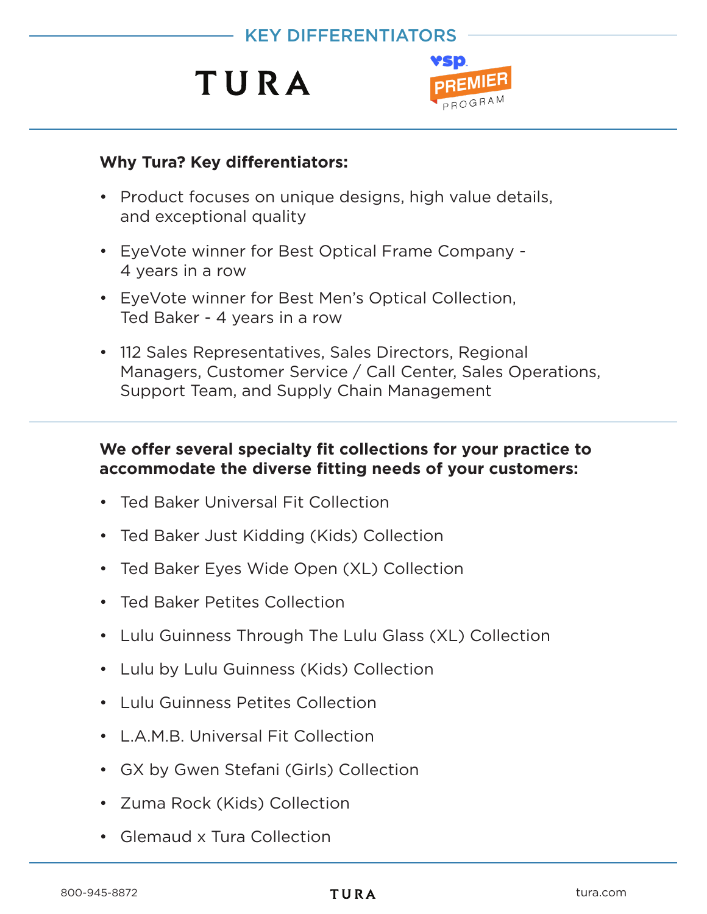## KEY DIFFERENTIATORS

TURA

vsp PREMIER PROGRAM

**Why Tura? Key differentiators:**

- Product focuses on unique designs, high value details, and exceptional quality
- EyeVote winner for Best Optical Frame Company - 4 years in a row
- EyeVote winner for Best Men's Optical Collection, Ted Baker - 4 years in a row
- 112 Sales Representatives, Sales Directors, Regional Managers, Customer Service / Call Center, Sales Operations, Support Team, and Supply Chain Management

**We offer several specialty fit collections for your practice to accommodate the diverse fitting needs of your customers:**

- Ted Baker Universal Fit Collection
- Ted Baker Just Kidding (Kids) Collection
- Ted Baker Eyes Wide Open (XL) Collection
- Ted Baker Petites Collection
- Lulu Guinness Through The Lulu Glass (XL) Collection
- Lulu by Lulu Guinness (Kids) Collection
- Lulu Guinness Petites Collection
- L.A.M.B. Universal Fit Collection
- GX by Gwen Stefani (Girls) Collection
- Zuma Rock (Kids) Collection
- Glemaud x Tura Collection

800-945-8872 TURA tura.com